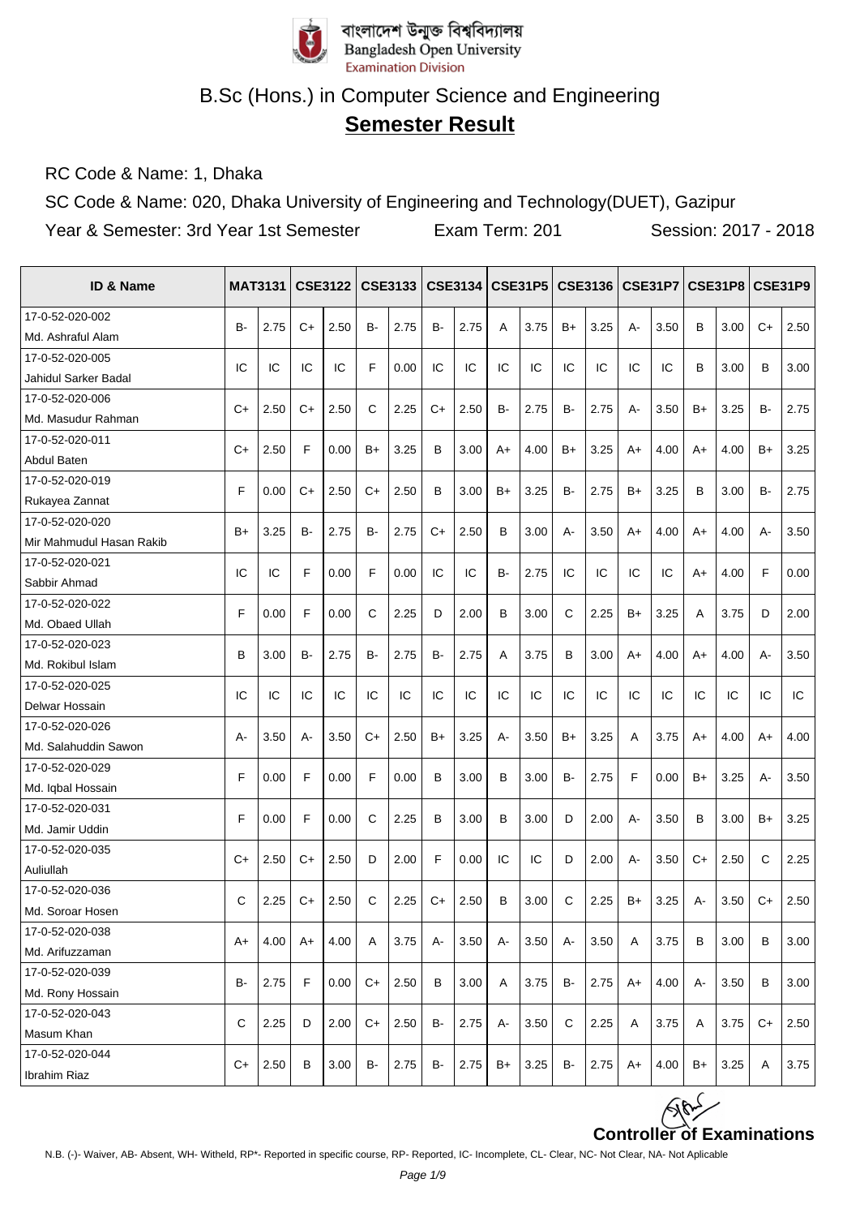বাংলাদেশ উন্মুক্ত বিশ্ববিদ্যালয়
Bangladesh Open University
Examination Division

# B.Sc (Hons.) in Computer Science and Engineering

## Semester Result

RC Code & Name: 1, Dhaka

SC Code & Name: 020, Dhaka University of Engineering and Technology(DUET), Gazipur

Year & Semester: 3rd Year 1st Semester　　Exam Term: 201　　Session: 2017 - 2018

| ID & Name | MAT3131 | | CSE3122 | | CSE3133 | | CSE3134 | | CSE31P5 | | CSE3136 | | CSE31P7 | | CSE31P8 | | CSE31P9 | |
|---|---|---|---|---|---|---|---|---|---|---|---|---|---|---|---|---|---|---|
| 17-0-52-020-002 Md. Ashraful Alam | B- | 2.75 | C+ | 2.50 | B- | 2.75 | B- | 2.75 | A | 3.75 | B+ | 3.25 | A- | 3.50 | B | 3.00 | C+ | 2.50 |
| 17-0-52-020-005 Jahidul Sarker Badal | IC | IC | IC | IC | F | 0.00 | IC | IC | IC | IC | IC | IC | IC | IC | B | 3.00 | B | 3.00 |
| 17-0-52-020-006 Md. Masudur Rahman | C+ | 2.50 | C+ | 2.50 | C | 2.25 | C+ | 2.50 | B- | 2.75 | B- | 2.75 | A- | 3.50 | B+ | 3.25 | B- | 2.75 |
| 17-0-52-020-011 Abdul Baten | C+ | 2.50 | F | 0.00 | B+ | 3.25 | B | 3.00 | A+ | 4.00 | B+ | 3.25 | A+ | 4.00 | A+ | 4.00 | B+ | 3.25 |
| 17-0-52-020-019 Rukayea Zannat | F | 0.00 | C+ | 2.50 | C+ | 2.50 | B | 3.00 | B+ | 3.25 | B- | 2.75 | B+ | 3.25 | B | 3.00 | B- | 2.75 |
| 17-0-52-020-020 Mir Mahmudul Hasan Rakib | B+ | 3.25 | B- | 2.75 | B- | 2.75 | C+ | 2.50 | B | 3.00 | A- | 3.50 | A+ | 4.00 | A+ | 4.00 | A- | 3.50 |
| 17-0-52-020-021 Sabbir Ahmad | IC | IC | F | 0.00 | F | 0.00 | IC | IC | B- | 2.75 | IC | IC | IC | IC | A+ | 4.00 | F | 0.00 |
| 17-0-52-020-022 Md. Obaed Ullah | F | 0.00 | F | 0.00 | C | 2.25 | D | 2.00 | B | 3.00 | C | 2.25 | B+ | 3.25 | A | 3.75 | D | 2.00 |
| 17-0-52-020-023 Md. Rokibul Islam | B | 3.00 | B- | 2.75 | B- | 2.75 | B- | 2.75 | A | 3.75 | B | 3.00 | A+ | 4.00 | A+ | 4.00 | A- | 3.50 |
| 17-0-52-020-025 Delwar Hossain | IC | IC | IC | IC | IC | IC | IC | IC | IC | IC | IC | IC | IC | IC | IC | IC | IC | IC |
| 17-0-52-020-026 Md. Salahuddin Sawon | A- | 3.50 | A- | 3.50 | C+ | 2.50 | B+ | 3.25 | A- | 3.50 | B+ | 3.25 | A | 3.75 | A+ | 4.00 | A+ | 4.00 |
| 17-0-52-020-029 Md. Iqbal Hossain | F | 0.00 | F | 0.00 | F | 0.00 | B | 3.00 | B | 3.00 | B- | 2.75 | F | 0.00 | B+ | 3.25 | A- | 3.50 |
| 17-0-52-020-031 Md. Jamir Uddin | F | 0.00 | F | 0.00 | C | 2.25 | B | 3.00 | B | 3.00 | D | 2.00 | A- | 3.50 | B | 3.00 | B+ | 3.25 |
| 17-0-52-020-035 Auliullah | C+ | 2.50 | C+ | 2.50 | D | 2.00 | F | 0.00 | IC | IC | D | 2.00 | A- | 3.50 | C+ | 2.50 | C | 2.25 |
| 17-0-52-020-036 Md. Soroar Hosen | C | 2.25 | C+ | 2.50 | C | 2.25 | C+ | 2.50 | B | 3.00 | C | 2.25 | B+ | 3.25 | A- | 3.50 | C+ | 2.50 |
| 17-0-52-020-038 Md. Arifuzzaman | A+ | 4.00 | A+ | 4.00 | A | 3.75 | A- | 3.50 | A- | 3.50 | A- | 3.50 | A | 3.75 | B | 3.00 | B | 3.00 |
| 17-0-52-020-039 Md. Rony Hossain | B- | 2.75 | F | 0.00 | C+ | 2.50 | B | 3.00 | A | 3.75 | B- | 2.75 | A+ | 4.00 | A- | 3.50 | B | 3.00 |
| 17-0-52-020-043 Masum Khan | C | 2.25 | D | 2.00 | C+ | 2.50 | B- | 2.75 | A- | 3.50 | C | 2.25 | A | 3.75 | A | 3.75 | C+ | 2.50 |
| 17-0-52-020-044 Ibrahim Riaz | C+ | 2.50 | B | 3.00 | B- | 2.75 | B- | 2.75 | B+ | 3.25 | B- | 2.75 | A+ | 4.00 | B+ | 3.25 | A | 3.75 |

**Controller of Examinations**

N.B. (-)- Waiver, AB- Absent, WH- Witheld, RP*- Reported in specific course, RP- Reported, IC- Incomplete, CL- Clear, NC- Not Clear, NA- Not Aplicable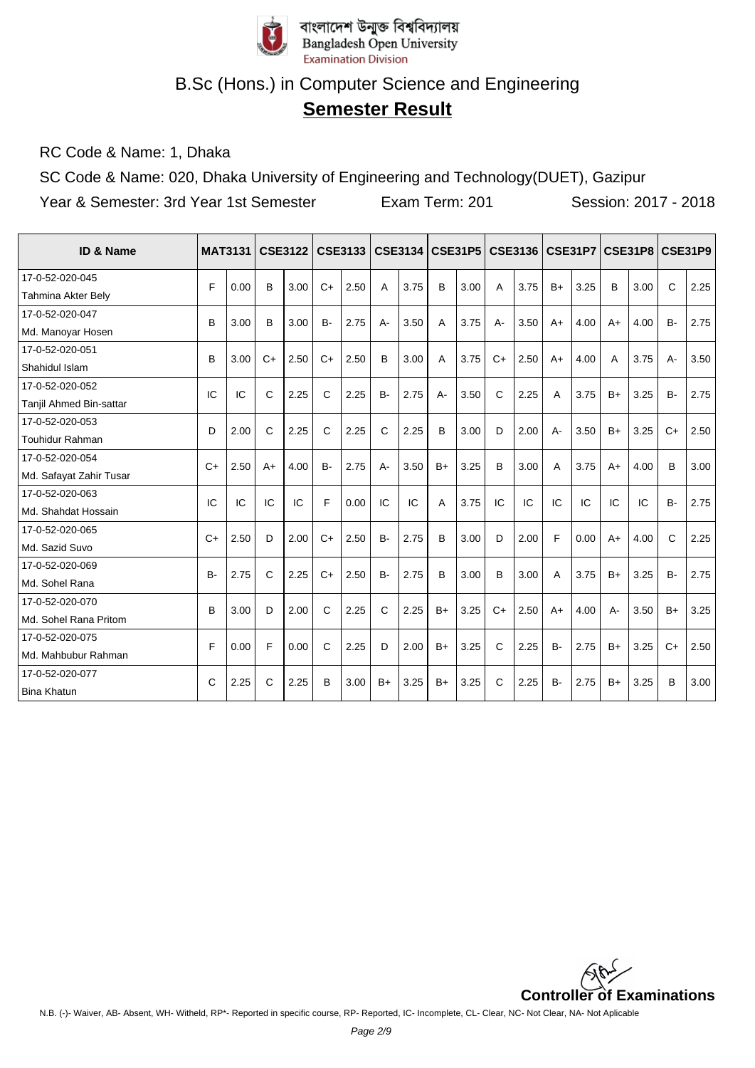বাংলাদেশ উন্মুক্ত বিশ্ববিদ্যালয়
Bangladesh Open University
Examination Division

# B.Sc (Hons.) in Computer Science and Engineering

## Semester Result

RC Code & Name: 1, Dhaka

SC Code & Name: 020, Dhaka University of Engineering and Technology(DUET), Gazipur

Year & Semester: 3rd Year 1st Semester | Exam Term: 201 | Session: 2017 - 2018

| ID & Name | MAT3131 | | CSE3122 | | CSE3133 | | CSE3134 | | CSE31P5 | | CSE3136 | | CSE31P7 | | CSE31P8 | | CSE31P9 | |
|---|---|---|---|---|---|---|---|---|---|---|---|---|---|---|---|---|---|---|
| 17-0-52-020-045 Tahmina Akter Bely | F | 0.00 | B | 3.00 | C+ | 2.50 | A | 3.75 | B | 3.00 | A | 3.75 | B+ | 3.25 | B | 3.00 | C | 2.25 |
| 17-0-52-020-047 Md. Manoyar Hosen | B | 3.00 | B | 3.00 | B- | 2.75 | A- | 3.50 | A | 3.75 | A- | 3.50 | A+ | 4.00 | A+ | 4.00 | B- | 2.75 |
| 17-0-52-020-051 Shahidul Islam | B | 3.00 | C+ | 2.50 | C+ | 2.50 | B | 3.00 | A | 3.75 | C+ | 2.50 | A+ | 4.00 | A | 3.75 | A- | 3.50 |
| 17-0-52-020-052 Tanjil Ahmed Bin-sattar | IC | IC | C | 2.25 | C | 2.25 | B- | 2.75 | A- | 3.50 | C | 2.25 | A | 3.75 | B+ | 3.25 | B- | 2.75 |
| 17-0-52-020-053 Touhidur Rahman | D | 2.00 | C | 2.25 | C | 2.25 | C | 2.25 | B | 3.00 | D | 2.00 | A- | 3.50 | B+ | 3.25 | C+ | 2.50 |
| 17-0-52-020-054 Md. Safayat Zahir Tusar | C+ | 2.50 | A+ | 4.00 | B- | 2.75 | A- | 3.50 | B+ | 3.25 | B | 3.00 | A | 3.75 | A+ | 4.00 | B | 3.00 |
| 17-0-52-020-063 Md. Shahdat Hossain | IC | IC | IC | IC | F | 0.00 | IC | IC | A | 3.75 | IC | IC | IC | IC | IC | IC | B- | 2.75 |
| 17-0-52-020-065 Md. Sazid Suvo | C+ | 2.50 | D | 2.00 | C+ | 2.50 | B- | 2.75 | B | 3.00 | D | 2.00 | F | 0.00 | A+ | 4.00 | C | 2.25 |
| 17-0-52-020-069 Md. Sohel Rana | B- | 2.75 | C | 2.25 | C+ | 2.50 | B- | 2.75 | B | 3.00 | B | 3.00 | A | 3.75 | B+ | 3.25 | B- | 2.75 |
| 17-0-52-020-070 Md. Sohel Rana Pritom | B | 3.00 | D | 2.00 | C | 2.25 | C | 2.25 | B+ | 3.25 | C+ | 2.50 | A+ | 4.00 | A- | 3.50 | B+ | 3.25 |
| 17-0-52-020-075 Md. Mahbubur Rahman | F | 0.00 | F | 0.00 | C | 2.25 | D | 2.00 | B+ | 3.25 | C | 2.25 | B- | 2.75 | B+ | 3.25 | C+ | 2.50 |
| 17-0-52-020-077 Bina Khatun | C | 2.25 | C | 2.25 | B | 3.00 | B+ | 3.25 | B+ | 3.25 | C | 2.25 | B- | 2.75 | B+ | 3.25 | B | 3.00 |

**Controller of Examinations**

N.B. (-)- Waiver, AB- Absent, WH- Witheld, RP*- Reported in specific course, RP- Reported, IC- Incomplete, CL- Clear, NC- Not Clear, NA- Not Aplicable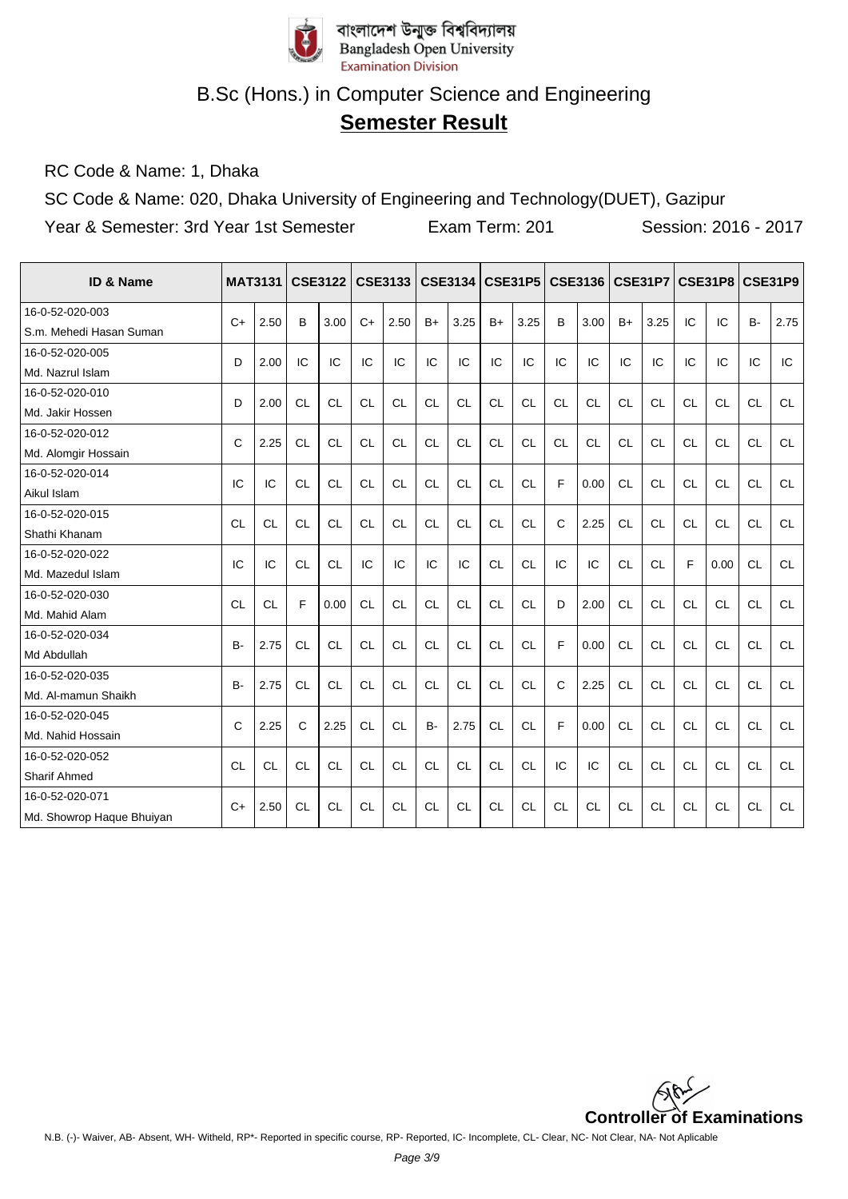বাংলাদেশ উন্মুক্ত বিশ্ববিদ্যালয়
Bangladesh Open University
Examination Division

# B.Sc (Hons.) in Computer Science and Engineering

## **Semester Result**

RC Code & Name: 1, Dhaka

SC Code & Name: 020, Dhaka University of Engineering and Technology(DUET), Gazipur

Year & Semester: 3rd Year 1st Semester    Exam Term: 201    Session: 2016 - 2017

| ID & Name | MAT3131 | | CSE3122 | | CSE3133 | | CSE3134 | | CSE31P5 | | CSE3136 | | CSE31P7 | | CSE31P8 | | CSE31P9 | |
|---|---|---|---|---|---|---|---|---|---|---|---|---|---|---|---|---|---|---|
| 16-0-52-020-003 S.m. Mehedi Hasan Suman | C+ | 2.50 | B | 3.00 | C+ | 2.50 | B+ | 3.25 | B+ | 3.25 | B | 3.00 | B+ | 3.25 | IC | IC | B- | 2.75 |
| 16-0-52-020-005 Md. Nazrul Islam | D | 2.00 | IC | IC | IC | IC | IC | IC | IC | IC | IC | IC | IC | IC | IC | IC | IC | IC |
| 16-0-52-020-010 Md. Jakir Hossen | D | 2.00 | CL | CL | CL | CL | CL | CL | CL | CL | CL | CL | CL | CL | CL | CL | CL | CL |
| 16-0-52-020-012 Md. Alomgir Hossain | C | 2.25 | CL | CL | CL | CL | CL | CL | CL | CL | CL | CL | CL | CL | CL | CL | CL | CL |
| 16-0-52-020-014 Aikul Islam | IC | IC | CL | CL | CL | CL | CL | CL | CL | CL | F | 0.00 | CL | CL | CL | CL | CL | CL |
| 16-0-52-020-015 Shathi Khanam | CL | CL | CL | CL | CL | CL | CL | CL | CL | CL | C | 2.25 | CL | CL | CL | CL | CL | CL |
| 16-0-52-020-022 Md. Mazedul Islam | IC | IC | CL | CL | IC | IC | IC | IC | CL | CL | IC | IC | CL | CL | F | 0.00 | CL | CL |
| 16-0-52-020-030 Md. Mahid Alam | CL | CL | F | 0.00 | CL | CL | CL | CL | CL | CL | D | 2.00 | CL | CL | CL | CL | CL | CL |
| 16-0-52-020-034 Md Abdullah | B- | 2.75 | CL | CL | CL | CL | CL | CL | CL | CL | F | 0.00 | CL | CL | CL | CL | CL | CL |
| 16-0-52-020-035 Md. Al-mamun Shaikh | B- | 2.75 | CL | CL | CL | CL | CL | CL | CL | CL | C | 2.25 | CL | CL | CL | CL | CL | CL |
| 16-0-52-020-045 Md. Nahid Hossain | C | 2.25 | C | 2.25 | CL | CL | B- | 2.75 | CL | CL | F | 0.00 | CL | CL | CL | CL | CL | CL |
| 16-0-52-020-052 Sharif Ahmed | CL | CL | CL | CL | CL | CL | CL | CL | CL | CL | IC | IC | CL | CL | CL | CL | CL | CL |
| 16-0-52-020-071 Md. Showrop Haque Bhuiyan | C+ | 2.50 | CL | CL | CL | CL | CL | CL | CL | CL | CL | CL | CL | CL | CL | CL | CL | CL |

**Controller of Examinations**

N.B. (-)- Waiver, AB- Absent, WH- Witheld, RP*- Reported in specific course, RP- Reported, IC- Incomplete, CL- Clear, NC- Not Clear, NA- Not Aplicable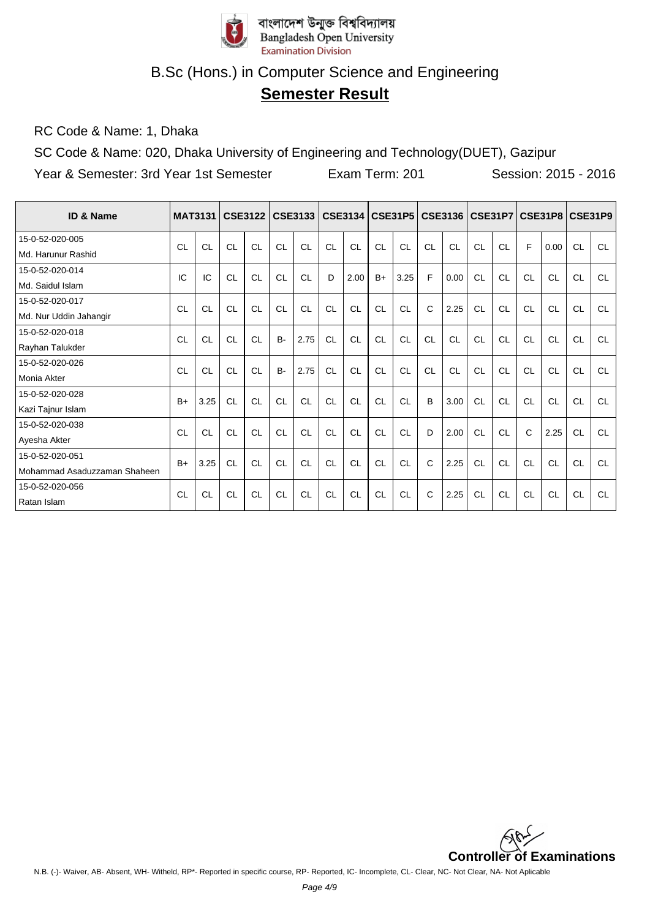বাংলাদেশ উন্মুক্ত বিশ্ববিদ্যালয়
Bangladesh Open University
Examination Division

# B.Sc (Hons.) in Computer Science and Engineering

## Semester Result

RC Code & Name: 1, Dhaka

SC Code & Name: 020, Dhaka University of Engineering and Technology(DUET), Gazipur

Year & Semester: 3rd Year 1st Semester　　Exam Term: 201　　Session: 2015 - 2016

| ID & Name | MAT3131 | | CSE3122 | | CSE3133 | | CSE3134 | | CSE31P5 | | CSE3136 | | CSE31P7 | | CSE31P8 | | CSE31P9 | |
|---|---|---|---|---|---|---|---|---|---|---|---|---|---|---|---|---|---|---|
| 15-0-52-020-005 Md. Harunur Rashid | CL | CL | CL | CL | CL | CL | CL | CL | CL | CL | CL | CL | CL | CL | F | 0.00 | CL | CL |
| 15-0-52-020-014 Md. Saidul Islam | IC | IC | CL | CL | CL | CL | D | 2.00 | B+ | 3.25 | F | 0.00 | CL | CL | CL | CL | CL | CL |
| 15-0-52-020-017 Md. Nur Uddin Jahangir | CL | CL | CL | CL | CL | CL | CL | CL | CL | CL | C | 2.25 | CL | CL | CL | CL | CL | CL |
| 15-0-52-020-018 Rayhan Talukder | CL | CL | CL | CL | B- | 2.75 | CL | CL | CL | CL | CL | CL | CL | CL | CL | CL | CL | CL |
| 15-0-52-020-026 Monia Akter | CL | CL | CL | CL | B- | 2.75 | CL | CL | CL | CL | CL | CL | CL | CL | CL | CL | CL | CL |
| 15-0-52-020-028 Kazi Tajnur Islam | B+ | 3.25 | CL | CL | CL | CL | CL | CL | CL | CL | B | 3.00 | CL | CL | CL | CL | CL | CL |
| 15-0-52-020-038 Ayesha Akter | CL | CL | CL | CL | CL | CL | CL | CL | CL | CL | D | 2.00 | CL | CL | C | 2.25 | CL | CL |
| 15-0-52-020-051 Mohammad Asaduzzaman Shaheen | B+ | 3.25 | CL | CL | CL | CL | CL | CL | CL | CL | C | 2.25 | CL | CL | CL | CL | CL | CL |
| 15-0-52-020-056 Ratan Islam | CL | CL | CL | CL | CL | CL | CL | CL | CL | CL | C | 2.25 | CL | CL | CL | CL | CL | CL |

**Controller of Examinations**

N.B. (-)- Waiver, AB- Absent, WH- Witheld, RP*- Reported in specific course, RP- Reported, IC- Incomplete, CL- Clear, NC- Not Clear, NA- Not Aplicable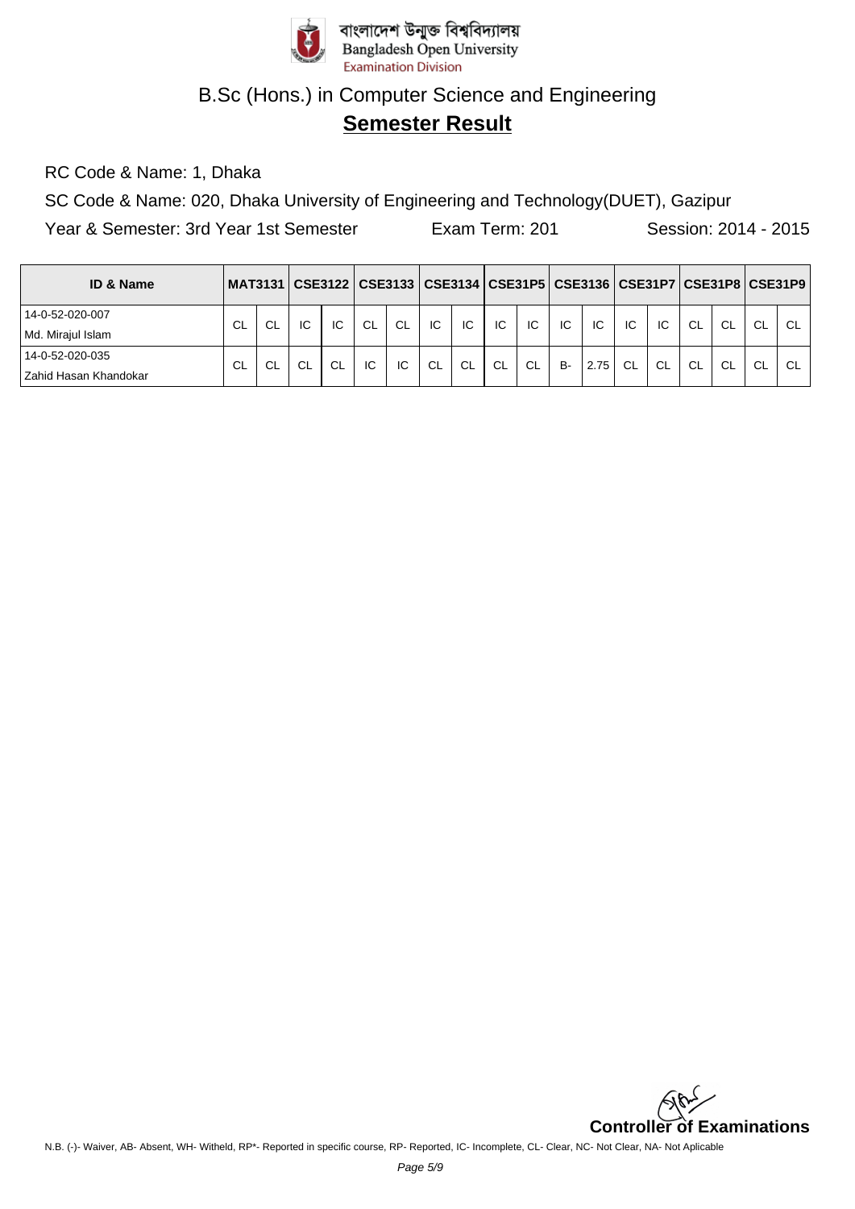বাংলাদেশ উন্মুক্ত বিশ্ববিদ্যালয়
Bangladesh Open University
Examination Division

# B.Sc (Hons.) in Computer Science and Engineering

## Semester Result

RC Code & Name: 1, Dhaka

SC Code & Name: 020, Dhaka University of Engineering and Technology(DUET), Gazipur

Year & Semester: 3rd Year 1st Semester    Exam Term: 201    Session: 2014 - 2015

| ID & Name | MAT3131 | | CSE3122 | | CSE3133 | | CSE3134 | | CSE31P5 | | CSE3136 | | CSE31P7 | | CSE31P8 | | CSE31P9 | |
|---|---|---|---|---|---|---|---|---|---|---|---|---|---|---|---|---|---|---|
| 14-0-52-020-007 Md. Mirajul Islam | CL | CL | IC | IC | CL | CL | IC | IC | IC | IC | IC | IC | IC | IC | CL | CL | CL | CL |
| 14-0-52-020-035 Zahid Hasan Khandokar | CL | CL | CL | CL | IC | IC | CL | CL | CL | CL | B- | 2.75 | CL | CL | CL | CL | CL | CL |

**Controller of Examinations**

N.B. (-)- Waiver, AB- Absent, WH- Witheld, RP*- Reported in specific course, RP- Reported, IC- Incomplete, CL- Clear, NC- Not Clear, NA- Not Aplicable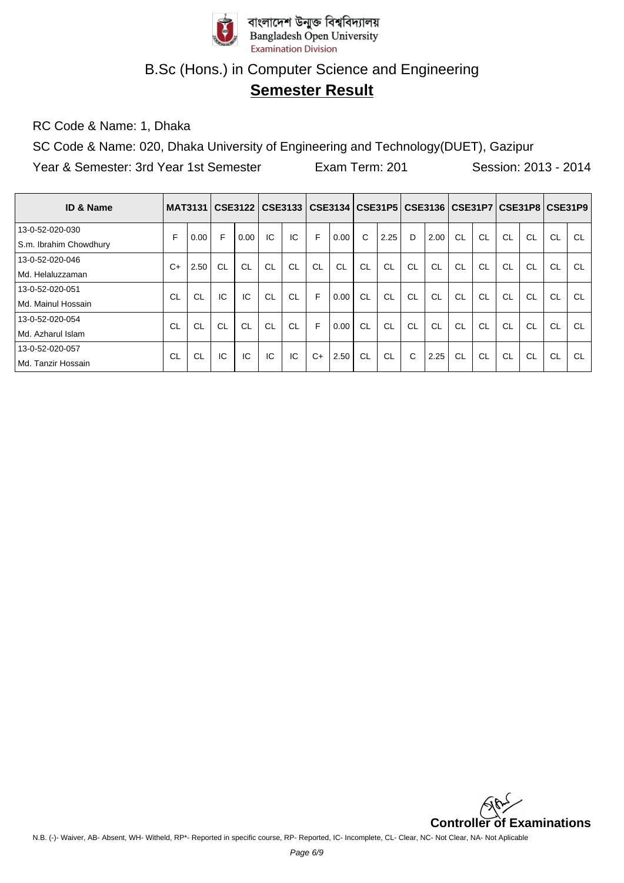বাংলাদেশ উন্মুক্ত বিশ্ববিদ্যালয়
Bangladesh Open University
Examination Division

# B.Sc (Hons.) in Computer Science and Engineering

## Semester Result

RC Code & Name: 1, Dhaka

SC Code & Name: 020, Dhaka University of Engineering and Technology(DUET), Gazipur

Year & Semester: 3rd Year 1st Semester    Exam Term: 201    Session: 2013 - 2014

| ID & Name | MAT3131 | | CSE3122 | | CSE3133 | | CSE3134 | | CSE31P5 | | CSE3136 | | CSE31P7 | | CSE31P8 | | CSE31P9 | |
|---|---|---|---|---|---|---|---|---|---|---|---|---|---|---|---|---|---|---|
| 13-0-52-020-030 S.m. Ibrahim Chowdhury | F | 0.00 | F | 0.00 | IC | IC | F | 0.00 | C | 2.25 | D | 2.00 | CL | CL | CL | CL | CL | CL |
| 13-0-52-020-046 Md. Helaluzzaman | C+ | 2.50 | CL | CL | CL | CL | CL | CL | CL | CL | CL | CL | CL | CL | CL | CL | CL | CL |
| 13-0-52-020-051 Md. Mainul Hossain | CL | CL | IC | IC | CL | CL | F | 0.00 | CL | CL | CL | CL | CL | CL | CL | CL | CL | CL |
| 13-0-52-020-054 Md. Azharul Islam | CL | CL | CL | CL | CL | CL | F | 0.00 | CL | CL | CL | CL | CL | CL | CL | CL | CL | CL |
| 13-0-52-020-057 Md. Tanzir Hossain | CL | CL | IC | IC | IC | IC | C+ | 2.50 | CL | CL | C | 2.25 | CL | CL | CL | CL | CL | CL |

**Controller of Examinations**

N.B. (-)- Waiver, AB- Absent, WH- Witheld, RP*- Reported in specific course, RP- Reported, IC- Incomplete, CL- Clear, NC- Not Clear, NA- Not Aplicable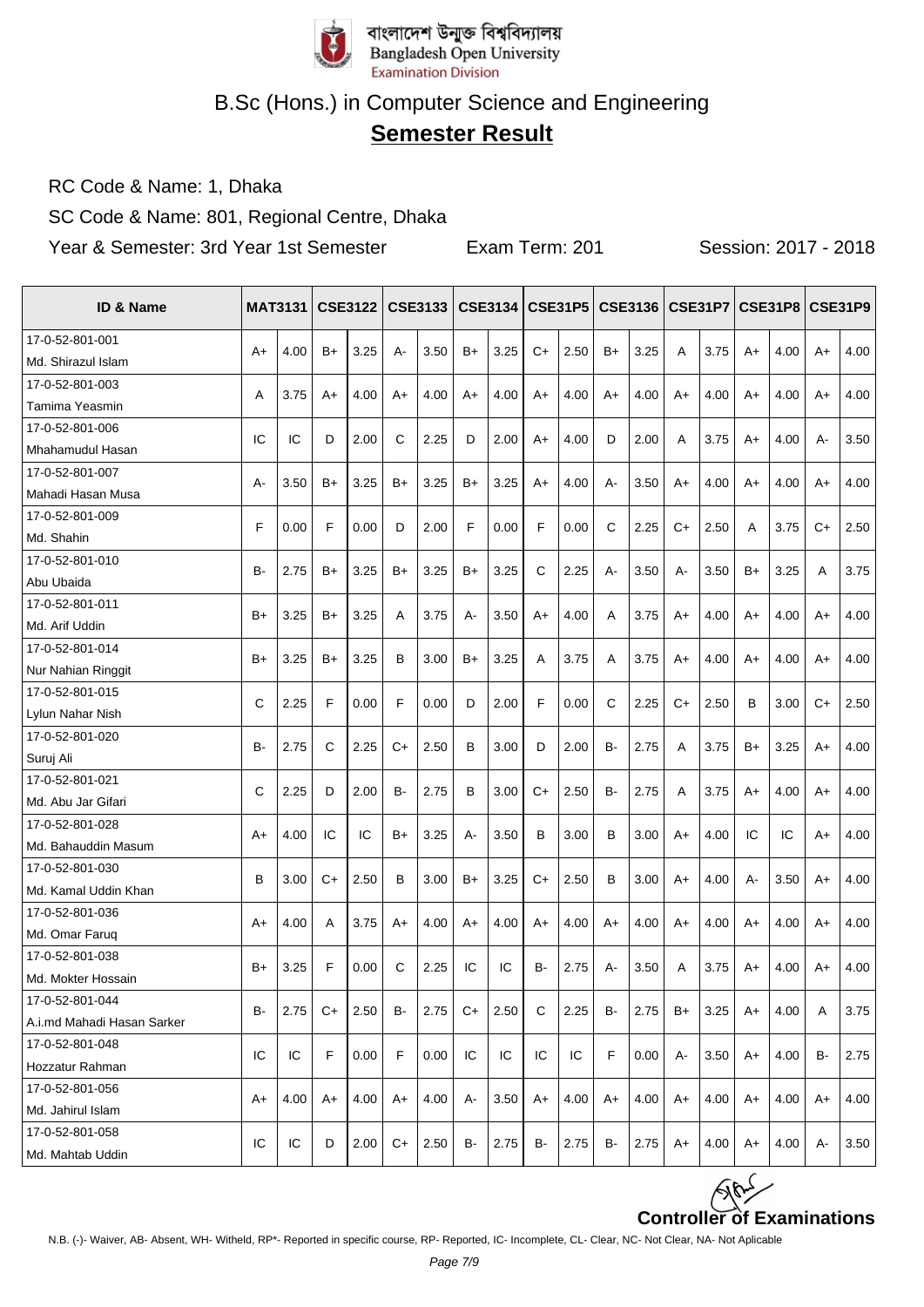বাংলাদেশ উন্মুক্ত বিশ্ববিদ্যালয়
Bangladesh Open University
Examination Division

# B.Sc (Hons.) in Computer Science and Engineering

## Semester Result

RC Code & Name: 1, Dhaka

SC Code & Name: 801, Regional Centre, Dhaka

Year & Semester: 3rd Year 1st Semester | Exam Term: 201 | Session: 2017 - 2018

| ID & Name | MAT3131 | | CSE3122 | | CSE3133 | | CSE3134 | | CSE31P5 | | CSE3136 | | CSE31P7 | | CSE31P8 | | CSE31P9 | |
|---|---|---|---|---|---|---|---|---|---|---|---|---|---|---|---|---|---|---|
| 17-0-52-801-001 Md. Shirazul Islam | A+ | 4.00 | B+ | 3.25 | A- | 3.50 | B+ | 3.25 | C+ | 2.50 | B+ | 3.25 | A | 3.75 | A+ | 4.00 | A+ | 4.00 |
| 17-0-52-801-003 Tamima Yeasmin | A | 3.75 | A+ | 4.00 | A+ | 4.00 | A+ | 4.00 | A+ | 4.00 | A+ | 4.00 | A+ | 4.00 | A+ | 4.00 | A+ | 4.00 |
| 17-0-52-801-006 Mhahamudul Hasan | IC | IC | D | 2.00 | C | 2.25 | D | 2.00 | A+ | 4.00 | D | 2.00 | A | 3.75 | A+ | 4.00 | A- | 3.50 |
| 17-0-52-801-007 Mahadi Hasan Musa | A- | 3.50 | B+ | 3.25 | B+ | 3.25 | B+ | 3.25 | A+ | 4.00 | A- | 3.50 | A+ | 4.00 | A+ | 4.00 | A+ | 4.00 |
| 17-0-52-801-009 Md. Shahin | F | 0.00 | F | 0.00 | D | 2.00 | F | 0.00 | F | 0.00 | C | 2.25 | C+ | 2.50 | A | 3.75 | C+ | 2.50 |
| 17-0-52-801-010 Abu Ubaida | B- | 2.75 | B+ | 3.25 | B+ | 3.25 | B+ | 3.25 | C | 2.25 | A- | 3.50 | A- | 3.50 | B+ | 3.25 | A | 3.75 |
| 17-0-52-801-011 Md. Arif Uddin | B+ | 3.25 | B+ | 3.25 | A | 3.75 | A- | 3.50 | A+ | 4.00 | A | 3.75 | A+ | 4.00 | A+ | 4.00 | A+ | 4.00 |
| 17-0-52-801-014 Nur Nahian Ringgit | B+ | 3.25 | B+ | 3.25 | B | 3.00 | B+ | 3.25 | A | 3.75 | A | 3.75 | A+ | 4.00 | A+ | 4.00 | A+ | 4.00 |
| 17-0-52-801-015 Lylun Nahar Nish | C | 2.25 | F | 0.00 | F | 0.00 | D | 2.00 | F | 0.00 | C | 2.25 | C+ | 2.50 | B | 3.00 | C+ | 2.50 |
| 17-0-52-801-020 Suruj Ali | B- | 2.75 | C | 2.25 | C+ | 2.50 | B | 3.00 | D | 2.00 | B- | 2.75 | A | 3.75 | B+ | 3.25 | A+ | 4.00 |
| 17-0-52-801-021 Md. Abu Jar Gifari | C | 2.25 | D | 2.00 | B- | 2.75 | B | 3.00 | C+ | 2.50 | B- | 2.75 | A | 3.75 | A+ | 4.00 | A+ | 4.00 |
| 17-0-52-801-028 Md. Bahauddin Masum | A+ | 4.00 | IC | IC | B+ | 3.25 | A- | 3.50 | B | 3.00 | B | 3.00 | A+ | 4.00 | IC | IC | A+ | 4.00 |
| 17-0-52-801-030 Md. Kamal Uddin Khan | B | 3.00 | C+ | 2.50 | B | 3.00 | B+ | 3.25 | C+ | 2.50 | B | 3.00 | A+ | 4.00 | A- | 3.50 | A+ | 4.00 |
| 17-0-52-801-036 Md. Omar Faruq | A+ | 4.00 | A | 3.75 | A+ | 4.00 | A+ | 4.00 | A+ | 4.00 | A+ | 4.00 | A+ | 4.00 | A+ | 4.00 | A+ | 4.00 |
| 17-0-52-801-038 Md. Mokter Hossain | B+ | 3.25 | F | 0.00 | C | 2.25 | IC | IC | B- | 2.75 | A- | 3.50 | A | 3.75 | A+ | 4.00 | A+ | 4.00 |
| 17-0-52-801-044 A.i.md Mahadi Hasan Sarker | B- | 2.75 | C+ | 2.50 | B- | 2.75 | C+ | 2.50 | C | 2.25 | B- | 2.75 | B+ | 3.25 | A+ | 4.00 | A | 3.75 |
| 17-0-52-801-048 Hozzatur Rahman | IC | IC | F | 0.00 | F | 0.00 | IC | IC | IC | IC | F | 0.00 | A- | 3.50 | A+ | 4.00 | B- | 2.75 |
| 17-0-52-801-056 Md. Jahirul Islam | A+ | 4.00 | A+ | 4.00 | A+ | 4.00 | A- | 3.50 | A+ | 4.00 | A+ | 4.00 | A+ | 4.00 | A+ | 4.00 | A+ | 4.00 |
| 17-0-52-801-058 Md. Mahtab Uddin | IC | IC | D | 2.00 | C+ | 2.50 | B- | 2.75 | B- | 2.75 | B- | 2.75 | A+ | 4.00 | A+ | 4.00 | A- | 3.50 |

**Controller of Examinations**

N.B. (-)- Waiver, AB- Absent, WH- Witheld, RP*- Reported in specific course, RP- Reported, IC- Incomplete, CL- Clear, NC- Not Clear, NA- Not Aplicable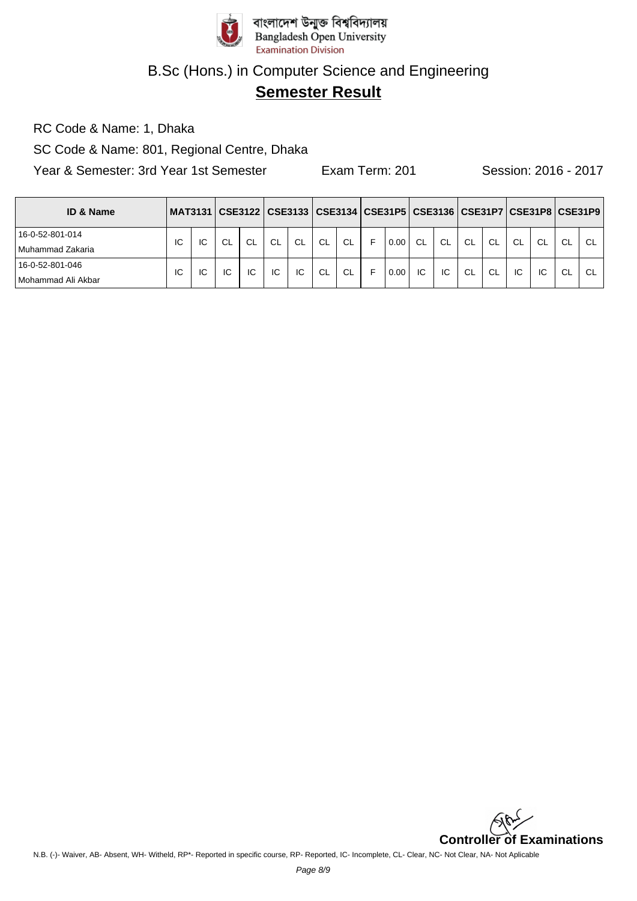বাংলাদেশ উন্মুক্ত বিশ্ববিদ্যালয়
Bangladesh Open University
Examination Division

# B.Sc (Hons.) in Computer Science and Engineering

## Semester Result

RC Code & Name: 1, Dhaka

SC Code & Name: 801, Regional Centre, Dhaka

Year & Semester: 3rd Year 1st Semester Exam Term: 201 Session: 2016 - 2017

| ID & Name | MAT3131 | | CSE3122 | | CSE3133 | | CSE3134 | | CSE31P5 | | CSE3136 | | CSE31P7 | | CSE31P8 | | CSE31P9 | |
|---|---|---|---|---|---|---|---|---|---|---|---|---|---|---|---|---|---|---|
| 16-0-52-801-014 Muhammad Zakaria | IC | IC | CL | CL | CL | CL | CL | CL | F | 0.00 | CL | CL | CL | CL | CL | CL | CL | CL |
| 16-0-52-801-046 Mohammad Ali Akbar | IC | IC | IC | IC | IC | IC | CL | CL | F | 0.00 | IC | IC | CL | CL | IC | IC | CL | CL |

**Controller of Examinations**

N.B. (-)- Waiver, AB- Absent, WH- Witheld, RP*- Reported in specific course, RP- Reported, IC- Incomplete, CL- Clear, NC- Not Clear, NA- Not Aplicable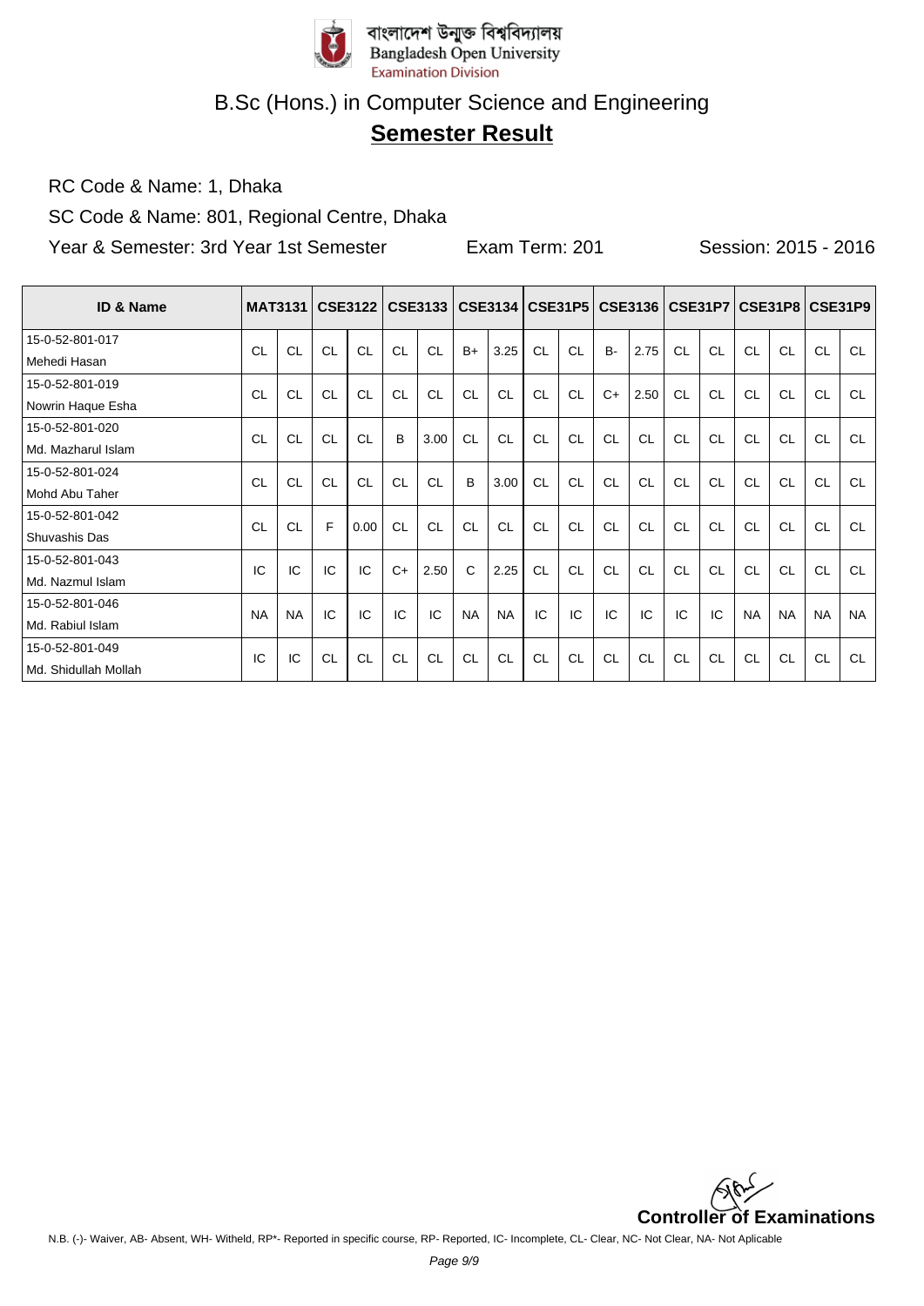বাংলাদেশ উন্মুক্ত বিশ্ববিদ্যালয়
Bangladesh Open University
Examination Division

# B.Sc (Hons.) in Computer Science and Engineering

## **Semester Result**

RC Code & Name: 1, Dhaka

SC Code & Name: 801, Regional Centre, Dhaka

Year & Semester: 3rd Year 1st Semester    Exam Term: 201    Session: 2015 - 2016

| ID & Name | MAT3131 | | CSE3122 | | CSE3133 | | CSE3134 | | CSE31P5 | | CSE3136 | | CSE31P7 | | CSE31P8 | | CSE31P9 | |
|---|---|---|---|---|---|---|---|---|---|---|---|---|---|---|---|---|---|---|
| 15-0-52-801-017 Mehedi Hasan | CL | CL | CL | CL | CL | CL | B+ | 3.25 | CL | CL | B- | 2.75 | CL | CL | CL | CL | CL | CL |
| 15-0-52-801-019 Nowrin Haque Esha | CL | CL | CL | CL | CL | CL | CL | CL | CL | CL | C+ | 2.50 | CL | CL | CL | CL | CL | CL |
| 15-0-52-801-020 Md. Mazharul Islam | CL | CL | CL | CL | B | 3.00 | CL | CL | CL | CL | CL | CL | CL | CL | CL | CL | CL | CL |
| 15-0-52-801-024 Mohd Abu Taher | CL | CL | CL | CL | CL | CL | B | 3.00 | CL | CL | CL | CL | CL | CL | CL | CL | CL | CL |
| 15-0-52-801-042 Shuvashis Das | CL | CL | F | 0.00 | CL | CL | CL | CL | CL | CL | CL | CL | CL | CL | CL | CL | CL | CL |
| 15-0-52-801-043 Md. Nazmul Islam | IC | IC | IC | IC | C+ | 2.50 | C | 2.25 | CL | CL | CL | CL | CL | CL | CL | CL | CL | CL |
| 15-0-52-801-046 Md. Rabiul Islam | NA | NA | IC | IC | IC | IC | NA | NA | IC | IC | IC | IC | IC | IC | NA | NA | NA | NA |
| 15-0-52-801-049 Md. Shidullah Mollah | IC | IC | CL | CL | CL | CL | CL | CL | CL | CL | CL | CL | CL | CL | CL | CL | CL | CL |

**Controller of Examinations**

N.B. (-)- Waiver, AB- Absent, WH- Witheld, RP*- Reported in specific course, RP- Reported, IC- Incomplete, CL- Clear, NC- Not Clear, NA- Not Aplicable